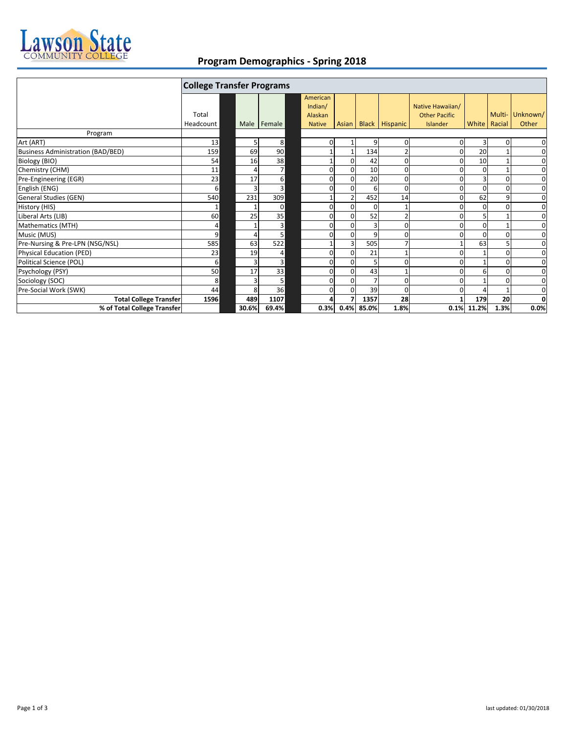Lawson State COMMUNITY COLLEGE

# Program Demographics - Spring 2018

| | College Transfer Programs | | | | | | | | | | |
|---|---|---|---|---|---|---|---|---|---|---|---|
| | Total Headcount | Male | Female | American Indian/ Alaskan Native | Asian | Black | Hispanic | Native Hawaiian/ Other Pacific Islander | White | Multi-Racial | Unknown/ Other |
| Program | | | | | | | | | | | |
| Art (ART) | 13 | 5 | 8 | 0 | 1 | 9 | 0 | 0 | 3 | 0 | 0 |
| Business Administration (BAD/BED) | 159 | 69 | 90 | 1 | 1 | 134 | 2 | 0 | 20 | 1 | 0 |
| Biology (BIO) | 54 | 16 | 38 | 1 | 0 | 42 | 0 | 0 | 10 | 1 | 0 |
| Chemistry (CHM) | 11 | 4 | 7 | 0 | 0 | 10 | 0 | 0 | 0 | 1 | 0 |
| Pre-Engineering (EGR) | 23 | 17 | 6 | 0 | 0 | 20 | 0 | 0 | 3 | 0 | 0 |
| English (ENG) | 6 | 3 | 3 | 0 | 0 | 6 | 0 | 0 | 0 | 0 | 0 |
| General Studies (GEN) | 540 | 231 | 309 | 1 | 2 | 452 | 14 | 0 | 62 | 9 | 0 |
| History (HIS) | 1 | 1 | 0 | 0 | 0 | 0 | 1 | 0 | 0 | 0 | 0 |
| Liberal Arts (LIB) | 60 | 25 | 35 | 0 | 0 | 52 | 2 | 0 | 5 | 1 | 0 |
| Mathematics (MTH) | 4 | 1 | 3 | 0 | 0 | 3 | 0 | 0 | 0 | 1 | 0 |
| Music (MUS) | 9 | 4 | 5 | 0 | 0 | 9 | 0 | 0 | 0 | 0 | 0 |
| Pre-Nursing & Pre-LPN (NSG/NSL) | 585 | 63 | 522 | 1 | 3 | 505 | 7 | 1 | 63 | 5 | 0 |
| Physical Education (PED) | 23 | 19 | 4 | 0 | 0 | 21 | 1 | 0 | 1 | 0 | 0 |
| Political Science (POL) | 6 | 3 | 3 | 0 | 0 | 5 | 0 | 0 | 1 | 0 | 0 |
| Psychology (PSY) | 50 | 17 | 33 | 0 | 0 | 43 | 1 | 0 | 6 | 0 | 0 |
| Sociology (SOC) | 8 | 3 | 5 | 0 | 0 | 7 | 0 | 0 | 1 | 0 | 0 |
| Pre-Social Work (SWK) | 44 | 8 | 36 | 0 | 0 | 39 | 0 | 0 | 4 | 1 | 0 |
| **Total College Transfer** | **1596** | **489** | **1107** | **4** | **7** | **1357** | **28** | **1** | **179** | **20** | **0** |
| **% of Total College Transfer** | | **30.6%** | **69.4%** | **0.3%** | **0.4%** | **85.0%** | **1.8%** | **0.1%** | **11.2%** | **1.3%** | **0.0%** |

last updated: 01/30/2018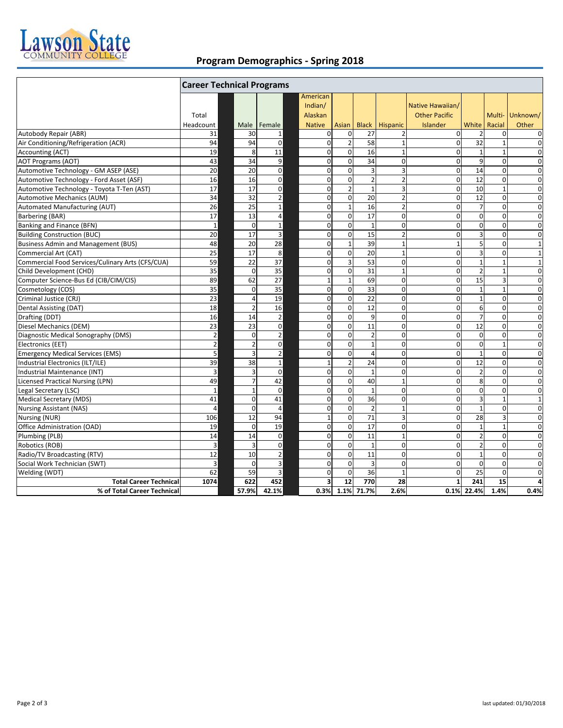## Program Demographics - Spring 2018

| | Career Technical Programs | | | | | | | | | | |
|---|---|---|---|---|---|---|---|---|---|---|---|
| | Total Headcount | Male | Female | American Indian/ Alaskan Native | Asian | Black | Hispanic | Native Hawaiian/ Other Pacific Islander | White | Multi-Racial | Unknown/ Other |
| Autobody Repair (ABR) | 31 | 30 | 1 | 0 | 0 | 27 | 2 | 0 | 2 | 0 | 0 |
| Air Conditioning/Refrigeration (ACR) | 94 | 94 | 0 | 0 | 2 | 58 | 1 | 0 | 32 | 1 | 0 |
| Accounting (ACT) | 19 | 8 | 11 | 0 | 0 | 16 | 1 | 0 | 1 | 1 | 0 |
| AOT Programs (AOT) | 43 | 34 | 9 | 0 | 0 | 34 | 0 | 0 | 9 | 0 | 0 |
| Automotive Technology - GM ASEP (ASE) | 20 | 20 | 0 | 0 | 0 | 3 | 3 | 0 | 14 | 0 | 0 |
| Automotive Technology - Ford Asset (ASF) | 16 | 16 | 0 | 0 | 0 | 2 | 2 | 0 | 12 | 0 | 0 |
| Automotive Technology - Toyota T-Ten (AST) | 17 | 17 | 0 | 0 | 2 | 1 | 3 | 0 | 10 | 1 | 0 |
| Automotive Mechanics (AUM) | 34 | 32 | 2 | 0 | 0 | 20 | 2 | 0 | 12 | 0 | 0 |
| Automated Manufacturing (AUT) | 26 | 25 | 1 | 0 | 1 | 16 | 2 | 0 | 7 | 0 | 0 |
| Barbering (BAR) | 17 | 13 | 4 | 0 | 0 | 17 | 0 | 0 | 0 | 0 | 0 |
| Banking and Finance (BFN) | 1 | 0 | 1 | 0 | 0 | 1 | 0 | 0 | 0 | 0 | 0 |
| Building Construction (BUC) | 20 | 17 | 3 | 0 | 0 | 15 | 2 | 0 | 3 | 0 | 0 |
| Business Admin and Management (BUS) | 48 | 20 | 28 | 0 | 1 | 39 | 1 | 1 | 5 | 0 | 1 |
| Commercial Art (CAT) | 25 | 17 | 8 | 0 | 0 | 20 | 1 | 0 | 3 | 0 | 1 |
| Commercial Food Services/Culinary Arts (CFS/CUA) | 59 | 22 | 37 | 0 | 3 | 53 | 0 | 0 | 1 | 1 | 1 |
| Child Development (CHD) | 35 | 0 | 35 | 0 | 0 | 31 | 1 | 0 | 2 | 1 | 0 |
| Computer Science-Bus Ed (CIB/CIM/CIS) | 89 | 62 | 27 | 1 | 1 | 69 | 0 | 0 | 15 | 3 | 0 |
| Cosmetology (COS) | 35 | 0 | 35 | 0 | 0 | 33 | 0 | 0 | 1 | 1 | 0 |
| Criminal Justice (CRJ) | 23 | 4 | 19 | 0 | 0 | 22 | 0 | 0 | 1 | 0 | 0 |
| Dental Assisting (DAT) | 18 | 2 | 16 | 0 | 0 | 12 | 0 | 0 | 6 | 0 | 0 |
| Drafting (DDT) | 16 | 14 | 2 | 0 | 0 | 9 | 0 | 0 | 7 | 0 | 0 |
| Diesel Mechanics (DEM) | 23 | 23 | 0 | 0 | 0 | 11 | 0 | 0 | 12 | 0 | 0 |
| Diagnostic Medical Sonography (DMS) | 2 | 0 | 2 | 0 | 0 | 2 | 0 | 0 | 0 | 0 | 0 |
| Electronics (EET) | 2 | 2 | 0 | 0 | 0 | 1 | 0 | 0 | 0 | 1 | 0 |
| Emergency Medical Services (EMS) | 5 | 3 | 2 | 0 | 0 | 4 | 0 | 0 | 1 | 0 | 0 |
| Industrial Electronics (ILT/ILE) | 39 | 38 | 1 | 1 | 2 | 24 | 0 | 0 | 12 | 0 | 0 |
| Industrial Maintenance (INT) | 3 | 3 | 0 | 0 | 0 | 1 | 0 | 0 | 2 | 0 | 0 |
| Licensed Practical Nursing (LPN) | 49 | 7 | 42 | 0 | 0 | 40 | 1 | 0 | 8 | 0 | 0 |
| Legal Secretary (LSC) | 1 | 1 | 0 | 0 | 0 | 1 | 0 | 0 | 0 | 0 | 0 |
| Medical Secretary (MDS) | 41 | 0 | 41 | 0 | 0 | 36 | 0 | 0 | 3 | 1 | 1 |
| Nursing Assistant (NAS) | 4 | 0 | 4 | 0 | 0 | 2 | 1 | 0 | 1 | 0 | 0 |
| Nursing (NUR) | 106 | 12 | 94 | 1 | 0 | 71 | 3 | 0 | 28 | 3 | 0 |
| Office Administration (OAD) | 19 | 0 | 19 | 0 | 0 | 17 | 0 | 0 | 1 | 1 | 0 |
| Plumbing (PLB) | 14 | 14 | 0 | 0 | 0 | 11 | 1 | 0 | 2 | 0 | 0 |
| Robotics (ROB) | 3 | 3 | 0 | 0 | 0 | 1 | 0 | 0 | 2 | 0 | 0 |
| Radio/TV Broadcasting (RTV) | 12 | 10 | 2 | 0 | 0 | 11 | 0 | 0 | 1 | 0 | 0 |
| Social Work Technician (SWT) | 3 | 0 | 3 | 0 | 0 | 3 | 0 | 0 | 0 | 0 | 0 |
| Welding (WDT) | 62 | 59 | 3 | 0 | 0 | 36 | 1 | 0 | 25 | 0 | 0 |
| **Total Career Technical** | **1074** | **622** | **452** | **3** | **12** | **770** | **28** | **1** | **241** | **15** | **4** |
| **% of Total Career Technical** | | **57.9%** | **42.1%** | **0.3%** | **1.1%** | **71.7%** | **2.6%** | **0.1%** | **22.4%** | **1.4%** | **0.4%** |

last updated: 01/30/2018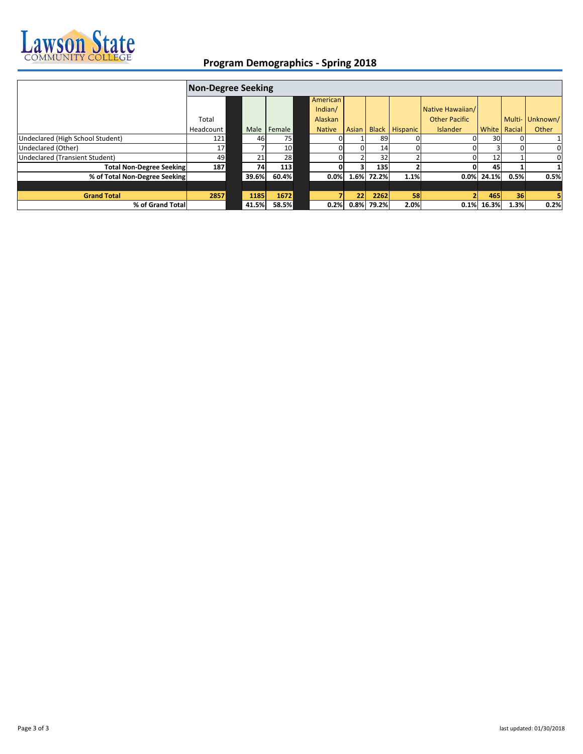## Program Demographics - Spring 2018

| | Non-Degree Seeking | | | | | | | | | | |
|---|---|---|---|---|---|---|---|---|---|---|---|
| | Total Headcount | Male | Female | American Indian/ Alaskan Native | Asian | Black | Hispanic | Native Hawaiian/ Other Pacific Islander | White | Multi-Racial | Unknown/ Other |
| Undeclared (High School Student) | 121 | 46 | 75 | 0 | 1 | 89 | 0 | 0 | 30 | 0 | 1 |
| Undeclared (Other) | 17 | 7 | 10 | 0 | 0 | 14 | 0 | 0 | 3 | 0 | 0 |
| Undeclared (Transient Student) | 49 | 21 | 28 | 0 | 2 | 32 | 2 | 0 | 12 | 1 | 0 |
| **Total Non-Degree Seeking** | **187** | **74** | **113** | **0** | **3** | **135** | **2** | **0** | **45** | **1** | **1** |
| **% of Total Non-Degree Seeking** | | **39.6%** | **60.4%** | **0.0%** | **1.6%** | **72.2%** | **1.1%** | **0.0%** | **24.1%** | **0.5%** | **0.5%** |
| **Grand Total** | **2857** | **1185** | **1672** | **7** | **22** | **2262** | **58** | **2** | **465** | **36** | **5** |
| **% of Grand Total** | | **41.5%** | **58.5%** | **0.2%** | **0.8%** | **79.2%** | **2.0%** | **0.1%** | **16.3%** | **1.3%** | **0.2%** |

last updated: 01/30/2018